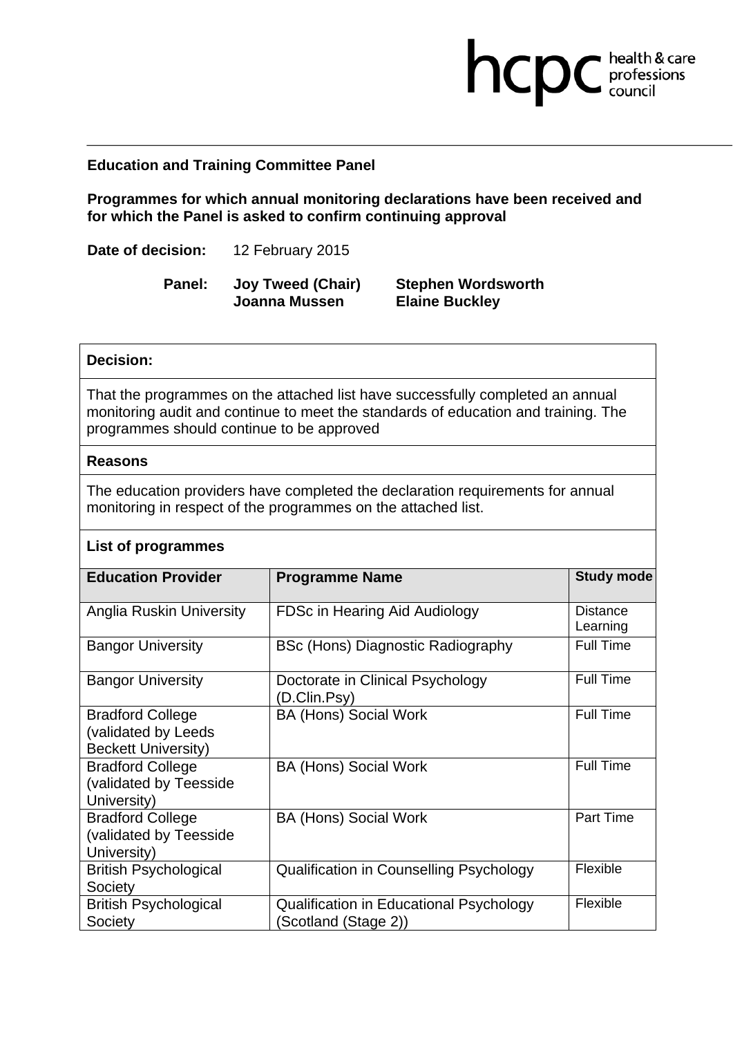**Education and Training Committee Panel**

**Programmes for which annual monitoring declarations have been received and for which the Panel is asked to confirm continuing approval**

**Date of decision:** 12 February 2015

**Panel:** **Joy Tweed (Chair)** **Stephen Wordsworth** **Joanna Mussen** **Elaine Buckley**

**Decision:**

That the programmes on the attached list have successfully completed an annual monitoring audit and continue to meet the standards of education and training. The programmes should continue to be approved

**Reasons**

The education providers have completed the declaration requirements for annual monitoring in respect of the programmes on the attached list.

**List of programmes**

| Education Provider | Programme Name | Study mode |
|---|---|---|
| Anglia Ruskin University | FDSc in Hearing Aid Audiology | Distance Learning |
| Bangor University | BSc (Hons) Diagnostic Radiography | Full Time |
| Bangor University | Doctorate in Clinical Psychology (D.Clin.Psy) | Full Time |
| Bradford College (validated by Leeds Beckett University) | BA (Hons) Social Work | Full Time |
| Bradford College (validated by Teesside University) | BA (Hons) Social Work | Full Time |
| Bradford College (validated by Teesside University) | BA (Hons) Social Work | Part Time |
| British Psychological Society | Qualification in Counselling Psychology | Flexible |
| British Psychological Society | Qualification in Educational Psychology (Scotland (Stage 2)) | Flexible |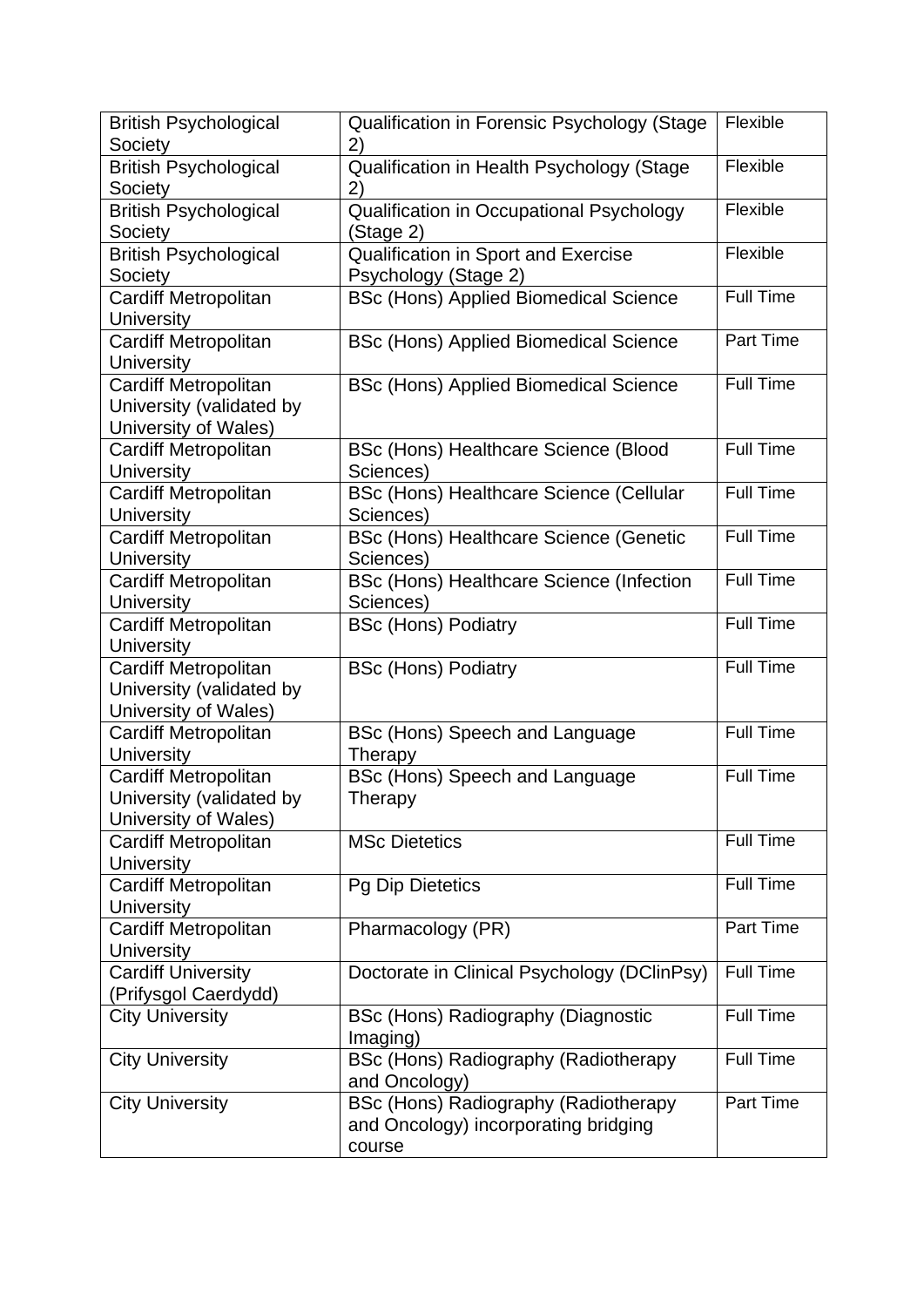| | | |
|---|---|---|
| British Psychological Society | Qualification in Forensic Psychology (Stage 2) | Flexible |
| British Psychological Society | Qualification in Health Psychology (Stage 2) | Flexible |
| British Psychological Society | Qualification in Occupational Psychology (Stage 2) | Flexible |
| British Psychological Society | Qualification in Sport and Exercise Psychology (Stage 2) | Flexible |
| Cardiff Metropolitan University | BSc (Hons) Applied Biomedical Science | Full Time |
| Cardiff Metropolitan University | BSc (Hons) Applied Biomedical Science | Part Time |
| Cardiff Metropolitan University (validated by University of Wales) | BSc (Hons) Applied Biomedical Science | Full Time |
| Cardiff Metropolitan University | BSc (Hons) Healthcare Science (Blood Sciences) | Full Time |
| Cardiff Metropolitan University | BSc (Hons) Healthcare Science (Cellular Sciences) | Full Time |
| Cardiff Metropolitan University | BSc (Hons) Healthcare Science (Genetic Sciences) | Full Time |
| Cardiff Metropolitan University | BSc (Hons) Healthcare Science (Infection Sciences) | Full Time |
| Cardiff Metropolitan University | BSc (Hons) Podiatry | Full Time |
| Cardiff Metropolitan University (validated by University of Wales) | BSc (Hons) Podiatry | Full Time |
| Cardiff Metropolitan University | BSc (Hons) Speech and Language Therapy | Full Time |
| Cardiff Metropolitan University (validated by University of Wales) | BSc (Hons) Speech and Language Therapy | Full Time |
| Cardiff Metropolitan University | MSc Dietetics | Full Time |
| Cardiff Metropolitan University | Pg Dip Dietetics | Full Time |
| Cardiff Metropolitan University | Pharmacology (PR) | Part Time |
| Cardiff University (Prifysgol Caerdydd) | Doctorate in Clinical Psychology (DClinPsy) | Full Time |
| City University | BSc (Hons) Radiography (Diagnostic Imaging) | Full Time |
| City University | BSc (Hons) Radiography (Radiotherapy and Oncology) | Full Time |
| City University | BSc (Hons) Radiography (Radiotherapy and Oncology) incorporating bridging course | Part Time |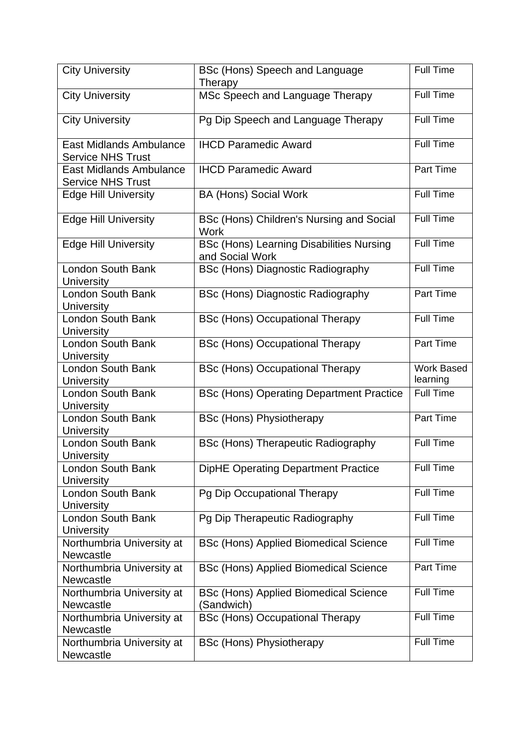| City University | BSc (Hons) Speech and Language Therapy | Full Time |
|---|---|---|
| City University | MSc Speech and Language Therapy | Full Time |
| City University | Pg Dip Speech and Language Therapy | Full Time |
| East Midlands Ambulance Service NHS Trust | IHCD Paramedic Award | Full Time |
| East Midlands Ambulance Service NHS Trust | IHCD Paramedic Award | Part Time |
| Edge Hill University | BA (Hons) Social Work | Full Time |
| Edge Hill University | BSc (Hons) Children's Nursing and Social Work | Full Time |
| Edge Hill University | BSc (Hons) Learning Disabilities Nursing and Social Work | Full Time |
| London South Bank University | BSc (Hons) Diagnostic Radiography | Full Time |
| London South Bank University | BSc (Hons) Diagnostic Radiography | Part Time |
| London South Bank University | BSc (Hons) Occupational Therapy | Full Time |
| London South Bank University | BSc (Hons) Occupational Therapy | Part Time |
| London South Bank University | BSc (Hons) Occupational Therapy | Work Based learning |
| London South Bank University | BSc (Hons) Operating Department Practice | Full Time |
| London South Bank University | BSc (Hons) Physiotherapy | Part Time |
| London South Bank University | BSc (Hons) Therapeutic Radiography | Full Time |
| London South Bank University | DipHE Operating Department Practice | Full Time |
| London South Bank University | Pg Dip Occupational Therapy | Full Time |
| London South Bank University | Pg Dip Therapeutic Radiography | Full Time |
| Northumbria University at Newcastle | BSc (Hons) Applied Biomedical Science | Full Time |
| Northumbria University at Newcastle | BSc (Hons) Applied Biomedical Science | Part Time |
| Northumbria University at Newcastle | BSc (Hons) Applied Biomedical Science (Sandwich) | Full Time |
| Northumbria University at Newcastle | BSc (Hons) Occupational Therapy | Full Time |
| Northumbria University at Newcastle | BSc (Hons) Physiotherapy | Full Time |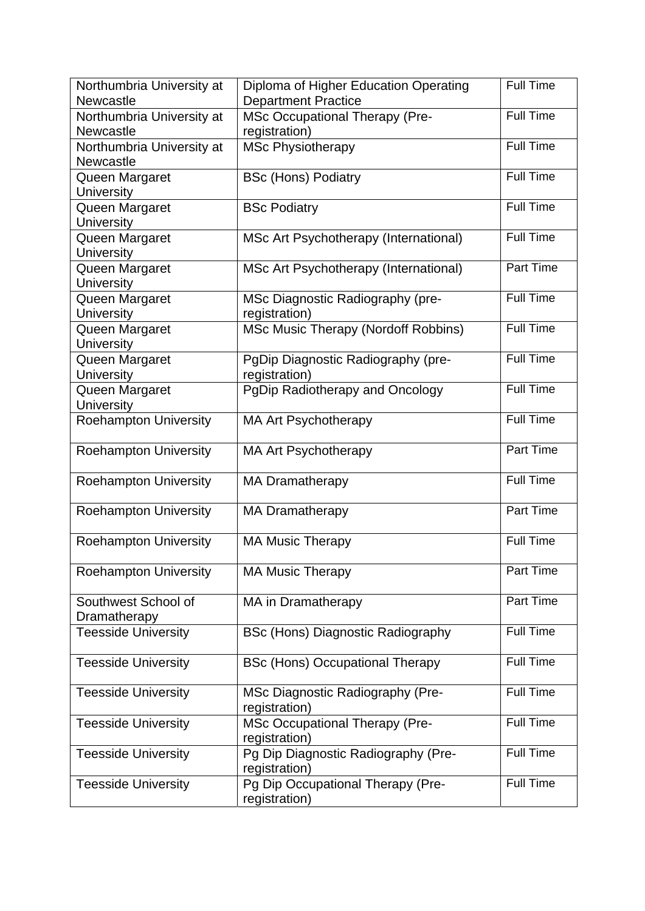| | | |
|---|---|---|
| Northumbria University at Newcastle | Diploma of Higher Education Operating Department Practice | Full Time |
| Northumbria University at Newcastle | MSc Occupational Therapy (Pre-registration) | Full Time |
| Northumbria University at Newcastle | MSc Physiotherapy | Full Time |
| Queen Margaret University | BSc (Hons) Podiatry | Full Time |
| Queen Margaret University | BSc Podiatry | Full Time |
| Queen Margaret University | MSc Art Psychotherapy (International) | Full Time |
| Queen Margaret University | MSc Art Psychotherapy (International) | Part Time |
| Queen Margaret University | MSc Diagnostic Radiography (pre-registration) | Full Time |
| Queen Margaret University | MSc Music Therapy (Nordoff Robbins) | Full Time |
| Queen Margaret University | PgDip Diagnostic Radiography (pre-registration) | Full Time |
| Queen Margaret University | PgDip Radiotherapy and Oncology | Full Time |
| Roehampton University | MA Art Psychotherapy | Full Time |
| Roehampton University | MA Art Psychotherapy | Part Time |
| Roehampton University | MA Dramatherapy | Full Time |
| Roehampton University | MA Dramatherapy | Part Time |
| Roehampton University | MA Music Therapy | Full Time |
| Roehampton University | MA Music Therapy | Part Time |
| Southwest School of Dramatherapy | MA in Dramatherapy | Part Time |
| Teesside University | BSc (Hons) Diagnostic Radiography | Full Time |
| Teesside University | BSc (Hons) Occupational Therapy | Full Time |
| Teesside University | MSc Diagnostic Radiography (Pre-registration) | Full Time |
| Teesside University | MSc Occupational Therapy (Pre-registration) | Full Time |
| Teesside University | Pg Dip Diagnostic Radiography (Pre-registration) | Full Time |
| Teesside University | Pg Dip Occupational Therapy (Pre-registration) | Full Time |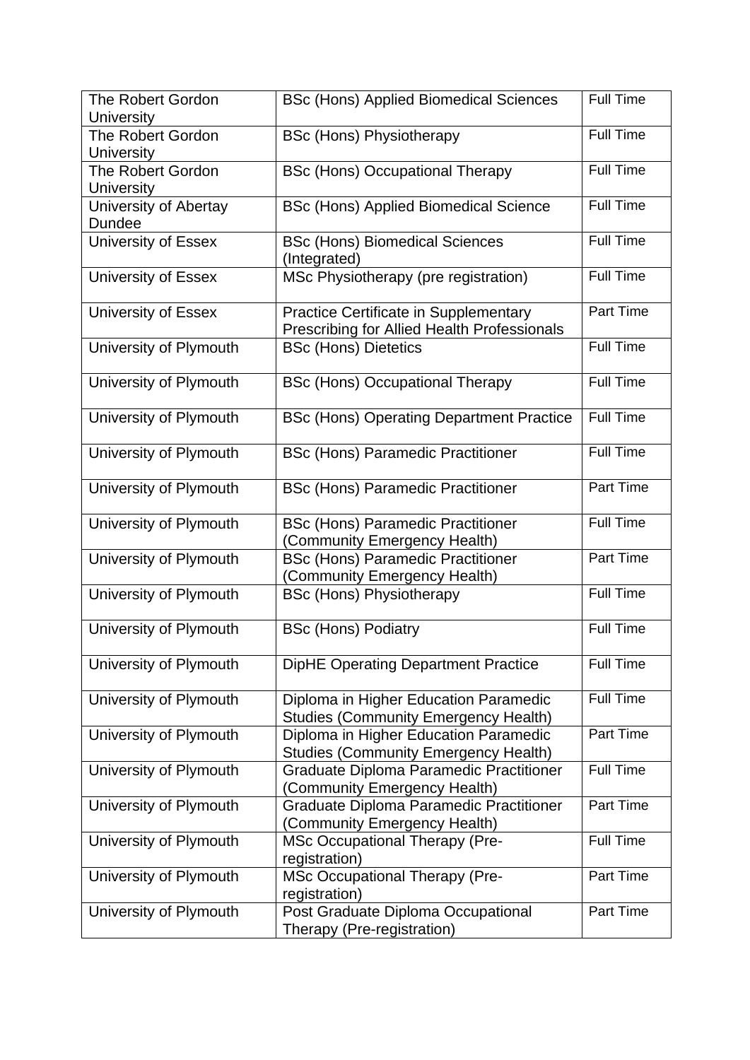| The Robert Gordon University | BSc (Hons) Applied Biomedical Sciences | Full Time |
|---|---|---|
| The Robert Gordon University | BSc (Hons) Physiotherapy | Full Time |
| The Robert Gordon University | BSc (Hons) Occupational Therapy | Full Time |
| University of Abertay Dundee | BSc (Hons) Applied Biomedical Science | Full Time |
| University of Essex | BSc (Hons) Biomedical Sciences (Integrated) | Full Time |
| University of Essex | MSc Physiotherapy (pre registration) | Full Time |
| University of Essex | Practice Certificate in Supplementary Prescribing for Allied Health Professionals | Part Time |
| University of Plymouth | BSc (Hons) Dietetics | Full Time |
| University of Plymouth | BSc (Hons) Occupational Therapy | Full Time |
| University of Plymouth | BSc (Hons) Operating Department Practice | Full Time |
| University of Plymouth | BSc (Hons) Paramedic Practitioner | Full Time |
| University of Plymouth | BSc (Hons) Paramedic Practitioner | Part Time |
| University of Plymouth | BSc (Hons) Paramedic Practitioner (Community Emergency Health) | Full Time |
| University of Plymouth | BSc (Hons) Paramedic Practitioner (Community Emergency Health) | Part Time |
| University of Plymouth | BSc (Hons) Physiotherapy | Full Time |
| University of Plymouth | BSc (Hons) Podiatry | Full Time |
| University of Plymouth | DipHE Operating Department Practice | Full Time |
| University of Plymouth | Diploma in Higher Education Paramedic Studies (Community Emergency Health) | Full Time |
| University of Plymouth | Diploma in Higher Education Paramedic Studies (Community Emergency Health) | Part Time |
| University of Plymouth | Graduate Diploma Paramedic Practitioner (Community Emergency Health) | Full Time |
| University of Plymouth | Graduate Diploma Paramedic Practitioner (Community Emergency Health) | Part Time |
| University of Plymouth | MSc Occupational Therapy (Pre-registration) | Full Time |
| University of Plymouth | MSc Occupational Therapy (Pre-registration) | Part Time |
| University of Plymouth | Post Graduate Diploma Occupational Therapy (Pre-registration) | Part Time |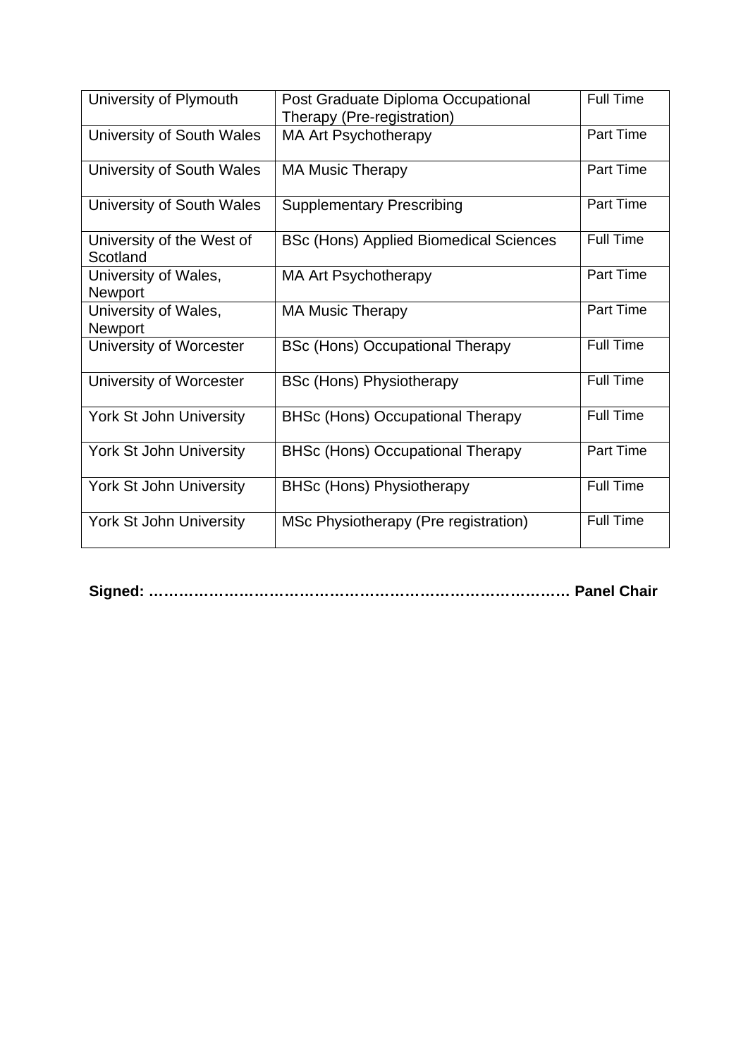| University of Plymouth | Post Graduate Diploma Occupational Therapy (Pre-registration) | Full Time |
|---|---|---|
| University of South Wales | MA Art Psychotherapy | Part Time |
| University of South Wales | MA Music Therapy | Part Time |
| University of South Wales | Supplementary Prescribing | Part Time |
| University of the West of Scotland | BSc (Hons) Applied Biomedical Sciences | Full Time |
| University of Wales, Newport | MA Art Psychotherapy | Part Time |
| University of Wales, Newport | MA Music Therapy | Part Time |
| University of Worcester | BSc (Hons) Occupational Therapy | Full Time |
| University of Worcester | BSc (Hons) Physiotherapy | Full Time |
| York St John University | BHSc (Hons) Occupational Therapy | Full Time |
| York St John University | BHSc (Hons) Occupational Therapy | Part Time |
| York St John University | BHSc (Hons) Physiotherapy | Full Time |
| York St John University | MSc Physiotherapy (Pre registration) | Full Time |

**Signed: ………………………………………………………………………. Panel Chair**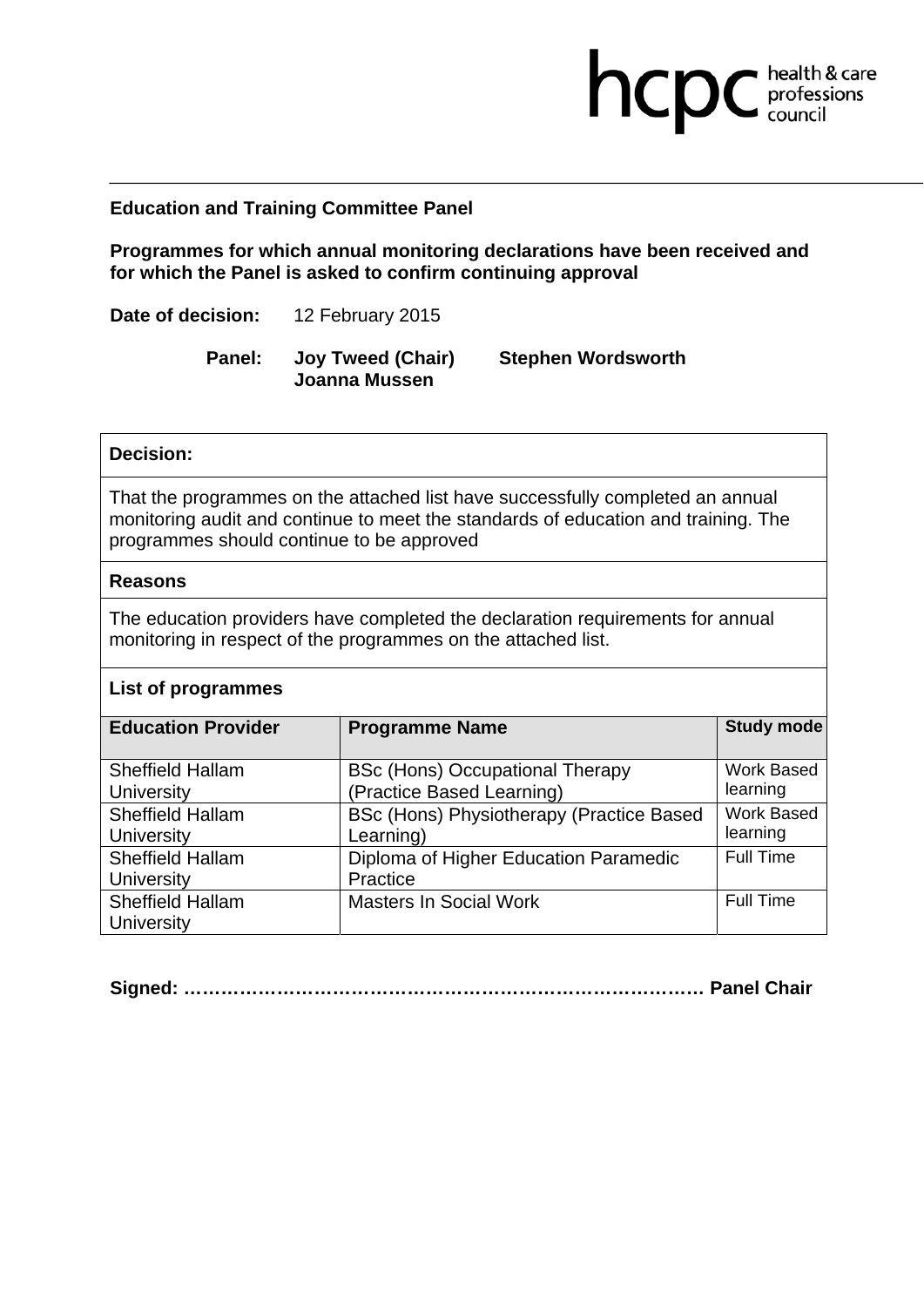**Education and Training Committee Panel**

**Programmes for which annual monitoring declarations have been received and for which the Panel is asked to confirm continuing approval**

**Date of decision:** 12 February 2015

**Panel:** **Joy Tweed (Chair)** **Stephen Wordsworth** **Joanna Mussen**

**Decision:**

That the programmes on the attached list have successfully completed an annual monitoring audit and continue to meet the standards of education and training. The programmes should continue to be approved

**Reasons**

The education providers have completed the declaration requirements for annual monitoring in respect of the programmes on the attached list.

**List of programmes**

| Education Provider | Programme Name | Study mode |
|---|---|---|
| Sheffield Hallam University | BSc (Hons) Occupational Therapy (Practice Based Learning) | Work Based learning |
| Sheffield Hallam University | BSc (Hons) Physiotherapy (Practice Based Learning) | Work Based learning |
| Sheffield Hallam University | Diploma of Higher Education Paramedic Practice | Full Time |
| Sheffield Hallam University | Masters In Social Work | Full Time |

**Signed: ………………………………………………………………………. Panel Chair**